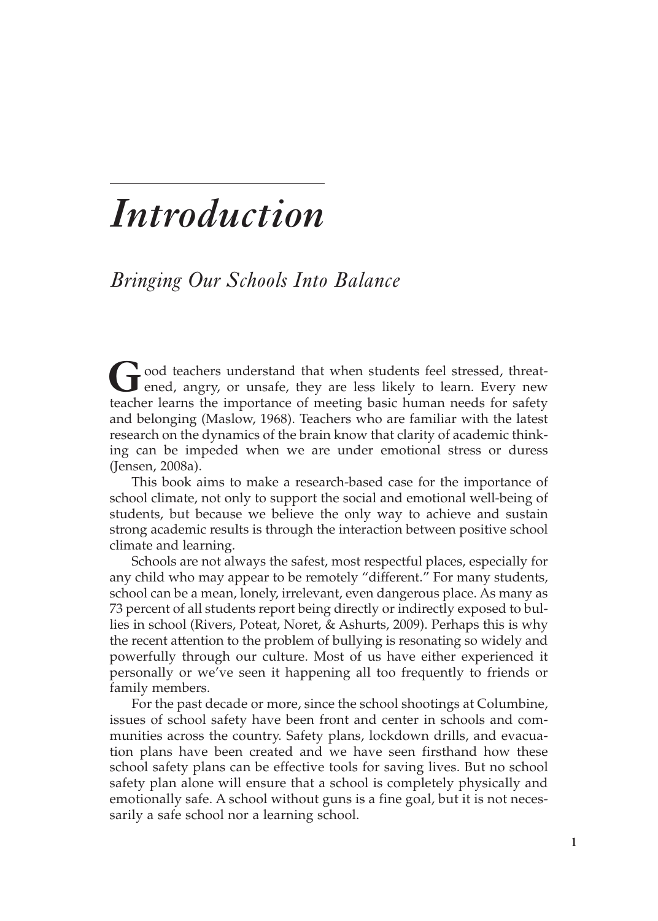# *Introduction*

## *Bringing Our Schools Into Balance*

Good teachers understand that when students feel stressed, threatened, angry, or unsafe, they are less likely to learn. Every new teacher learns the importance of meeting basic human needs for safety and belonging (Maslow, 1968). Teachers who are familiar with the latest research on the dynamics of the brain know that clarity of academic thinking can be impeded when we are under emotional stress or duress (Jensen, 2008a).

This book aims to make a research-based case for the importance of school climate, not only to support the social and emotional well-being of students, but because we believe the only way to achieve and sustain strong academic results is through the interaction between positive school climate and learning.

Schools are not always the safest, most respectful places, especially for any child who may appear to be remotely "different." For many students, school can be a mean, lonely, irrelevant, even dangerous place. As many as 73 percent of all students report being directly or indirectly exposed to bullies in school (Rivers, Poteat, Noret, & Ashurts, 2009). Perhaps this is why the recent attention to the problem of bullying is resonating so widely and powerfully through our culture. Most of us have either experienced it personally or we've seen it happening all too frequently to friends or family members.

For the past decade or more, since the school shootings at Columbine, issues of school safety have been front and center in schools and communities across the country. Safety plans, lockdown drills, and evacuation plans have been created and we have seen firsthand how these school safety plans can be effective tools for saving lives. But no school safety plan alone will ensure that a school is completely physically and emotionally safe. A school without guns is a fine goal, but it is not necessarily a safe school nor a learning school.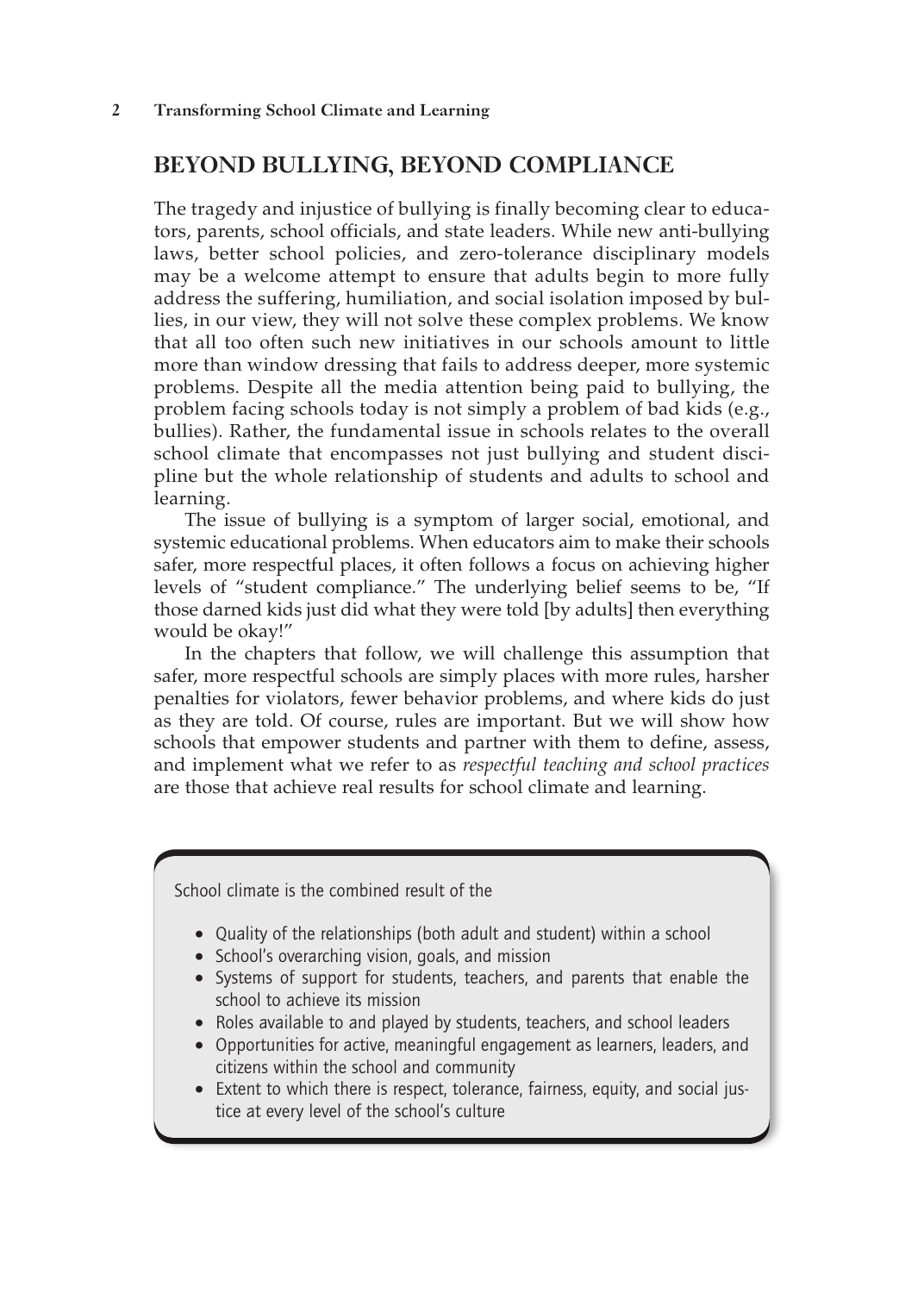## BEYOND BULLYING, BEYOND COMPLIANCE

The tragedy and injustice of bullying is finally becoming clear to educators, parents, school officials, and state leaders. While new anti-bullying laws, better school policies, and zero-tolerance disciplinary models may be a welcome attempt to ensure that adults begin to more fully address the suffering, humiliation, and social isolation imposed by bullies, in our view, they will not solve these complex problems. We know that all too often such new initiatives in our schools amount to little more than window dressing that fails to address deeper, more systemic problems. Despite all the media attention being paid to bullying, the problem facing schools today is not simply a problem of bad kids (e.g., bullies). Rather, the fundamental issue in schools relates to the overall school climate that encompasses not just bullying and student discipline but the whole relationship of students and adults to school and learning.

The issue of bullying is a symptom of larger social, emotional, and systemic educational problems. When educators aim to make their schools safer, more respectful places, it often follows a focus on achieving higher levels of "student compliance." The underlying belief seems to be, "If those darned kids just did what they were told [by adults] then everything would be okay!"

In the chapters that follow, we will challenge this assumption that safer, more respectful schools are simply places with more rules, harsher penalties for violators, fewer behavior problems, and where kids do just as they are told. Of course, rules are important. But we will show how schools that empower students and partner with them to define, assess, and implement what we refer to as *respectful teaching and school practices* are those that achieve real results for school climate and learning.

School climate is the combined result of the

- Quality of the relationships (both adult and student) within a school
- School's overarching vision, goals, and mission
- Systems of support for students, teachers, and parents that enable the school to achieve its mission
- Roles available to and played by students, teachers, and school leaders
- Opportunities for active, meaningful engagement as learners, leaders, and citizens within the school and community
- Extent to which there is respect, tolerance, fairness, equity, and social justice at every level of the school's culture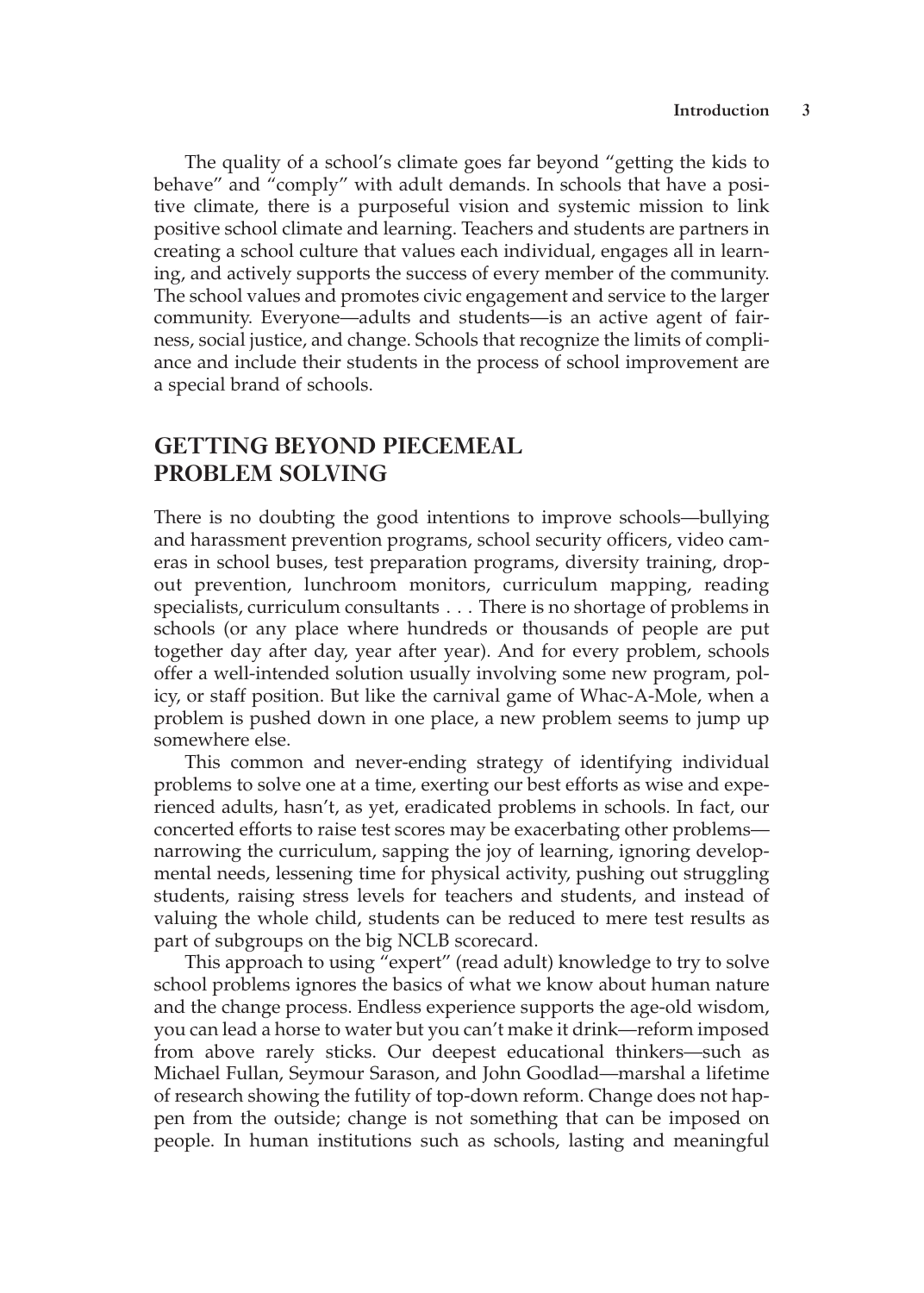The quality of a school's climate goes far beyond "getting the kids to behave" and "comply" with adult demands. In schools that have a positive climate, there is a purposeful vision and systemic mission to link positive school climate and learning. Teachers and students are partners in creating a school culture that values each individual, engages all in learning, and actively supports the success of every member of the community. The school values and promotes civic engagement and service to the larger community. Everyone—adults and students—is an active agent of fairness, social justice, and change. Schools that recognize the limits of compliance and include their students in the process of school improvement are a special brand of schools.

## GETTING BEYOND PIECEMEAL PROBLEM SOLVING

There is no doubting the good intentions to improve schools—bullying and harassment prevention programs, school security officers, video cameras in school buses, test preparation programs, diversity training, dropout prevention, lunchroom monitors, curriculum mapping, reading specialists, curriculum consultants . . . There is no shortage of problems in schools (or any place where hundreds or thousands of people are put together day after day, year after year). And for every problem, schools offer a well-intended solution usually involving some new program, policy, or staff position. But like the carnival game of Whac-A-Mole, when a problem is pushed down in one place, a new problem seems to jump up somewhere else.

This common and never-ending strategy of identifying individual problems to solve one at a time, exerting our best efforts as wise and experienced adults, hasn't, as yet, eradicated problems in schools. In fact, our concerted efforts to raise test scores may be exacerbating other problems—narrowing the curriculum, sapping the joy of learning, ignoring developmental needs, lessening time for physical activity, pushing out struggling students, raising stress levels for teachers and students, and instead of valuing the whole child, students can be reduced to mere test results as part of subgroups on the big NCLB scorecard.

This approach to using "expert" (read adult) knowledge to try to solve school problems ignores the basics of what we know about human nature and the change process. Endless experience supports the age-old wisdom, you can lead a horse to water but you can't make it drink—reform imposed from above rarely sticks. Our deepest educational thinkers—such as Michael Fullan, Seymour Sarason, and John Goodlad—marshal a lifetime of research showing the futility of top-down reform. Change does not happen from the outside; change is not something that can be imposed on people. In human institutions such as schools, lasting and meaningful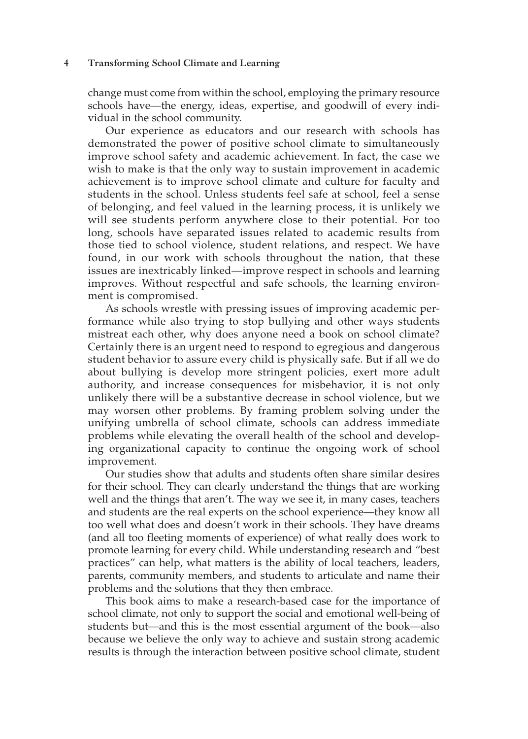change must come from within the school, employing the primary resource schools have—the energy, ideas, expertise, and goodwill of every individual in the school community.

Our experience as educators and our research with schools has demonstrated the power of positive school climate to simultaneously improve school safety and academic achievement. In fact, the case we wish to make is that the only way to sustain improvement in academic achievement is to improve school climate and culture for faculty and students in the school. Unless students feel safe at school, feel a sense of belonging, and feel valued in the learning process, it is unlikely we will see students perform anywhere close to their potential. For too long, schools have separated issues related to academic results from those tied to school violence, student relations, and respect. We have found, in our work with schools throughout the nation, that these issues are inextricably linked—improve respect in schools and learning improves. Without respectful and safe schools, the learning environment is compromised.

As schools wrestle with pressing issues of improving academic performance while also trying to stop bullying and other ways students mistreat each other, why does anyone need a book on school climate? Certainly there is an urgent need to respond to egregious and dangerous student behavior to assure every child is physically safe. But if all we do about bullying is develop more stringent policies, exert more adult authority, and increase consequences for misbehavior, it is not only unlikely there will be a substantive decrease in school violence, but we may worsen other problems. By framing problem solving under the unifying umbrella of school climate, schools can address immediate problems while elevating the overall health of the school and developing organizational capacity to continue the ongoing work of school improvement.

Our studies show that adults and students often share similar desires for their school. They can clearly understand the things that are working well and the things that aren't. The way we see it, in many cases, teachers and students are the real experts on the school experience—they know all too well what does and doesn't work in their schools. They have dreams (and all too fleeting moments of experience) of what really does work to promote learning for every child. While understanding research and "best practices" can help, what matters is the ability of local teachers, leaders, parents, community members, and students to articulate and name their problems and the solutions that they then embrace.

This book aims to make a research-based case for the importance of school climate, not only to support the social and emotional well-being of students but—and this is the most essential argument of the book—also because we believe the only way to achieve and sustain strong academic results is through the interaction between positive school climate, student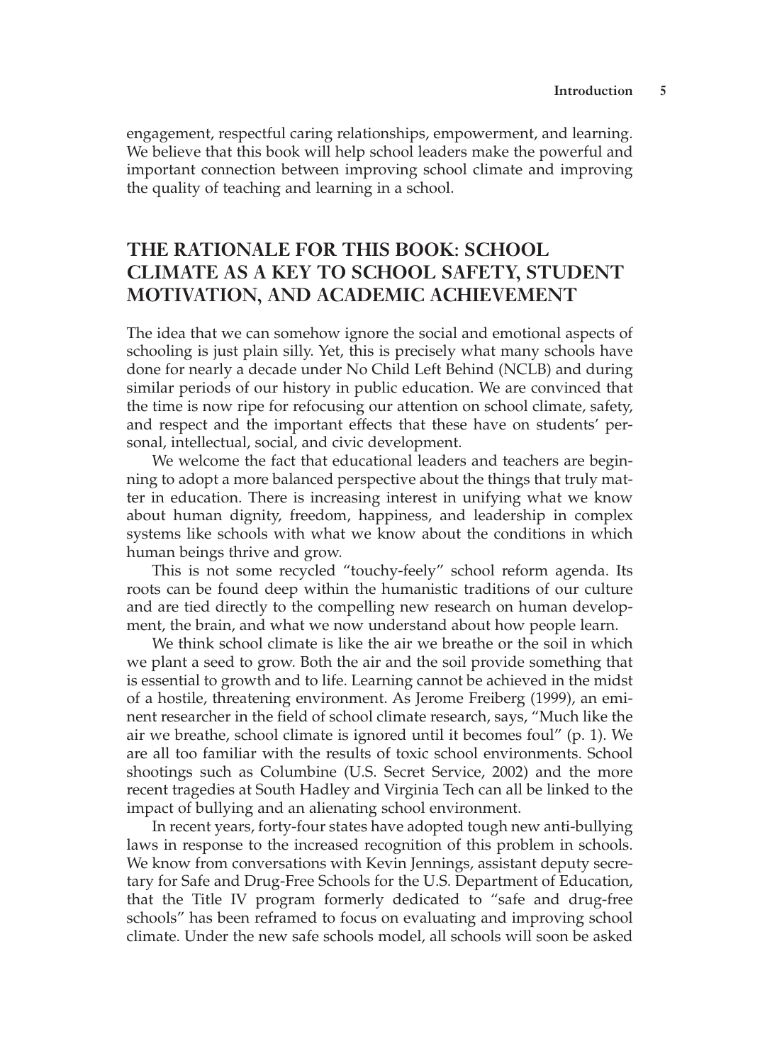engagement, respectful caring relationships, empowerment, and learning. We believe that this book will help school leaders make the powerful and important connection between improving school climate and improving the quality of teaching and learning in a school.

## THE RATIONALE FOR THIS BOOK: SCHOOL CLIMATE AS A KEY TO SCHOOL SAFETY, STUDENT MOTIVATION, AND ACADEMIC ACHIEVEMENT

The idea that we can somehow ignore the social and emotional aspects of schooling is just plain silly. Yet, this is precisely what many schools have done for nearly a decade under No Child Left Behind (NCLB) and during similar periods of our history in public education. We are convinced that the time is now ripe for refocusing our attention on school climate, safety, and respect and the important effects that these have on students' personal, intellectual, social, and civic development.

We welcome the fact that educational leaders and teachers are beginning to adopt a more balanced perspective about the things that truly matter in education. There is increasing interest in unifying what we know about human dignity, freedom, happiness, and leadership in complex systems like schools with what we know about the conditions in which human beings thrive and grow.

This is not some recycled "touchy-feely" school reform agenda. Its roots can be found deep within the humanistic traditions of our culture and are tied directly to the compelling new research on human development, the brain, and what we now understand about how people learn.

We think school climate is like the air we breathe or the soil in which we plant a seed to grow. Both the air and the soil provide something that is essential to growth and to life. Learning cannot be achieved in the midst of a hostile, threatening environment. As Jerome Freiberg (1999), an eminent researcher in the field of school climate research, says, "Much like the air we breathe, school climate is ignored until it becomes foul" (p. 1). We are all too familiar with the results of toxic school environments. School shootings such as Columbine (U.S. Secret Service, 2002) and the more recent tragedies at South Hadley and Virginia Tech can all be linked to the impact of bullying and an alienating school environment.

In recent years, forty-four states have adopted tough new anti-bullying laws in response to the increased recognition of this problem in schools. We know from conversations with Kevin Jennings, assistant deputy secretary for Safe and Drug-Free Schools for the U.S. Department of Education, that the Title IV program formerly dedicated to "safe and drug-free schools" has been reframed to focus on evaluating and improving school climate. Under the new safe schools model, all schools will soon be asked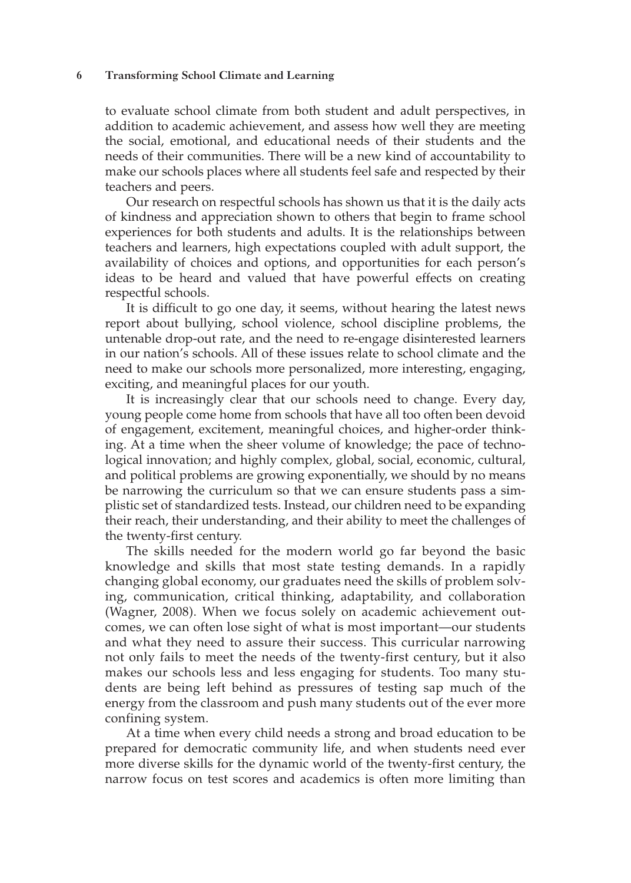to evaluate school climate from both student and adult perspectives, in addition to academic achievement, and assess how well they are meeting the social, emotional, and educational needs of their students and the needs of their communities. There will be a new kind of accountability to make our schools places where all students feel safe and respected by their teachers and peers.

Our research on respectful schools has shown us that it is the daily acts of kindness and appreciation shown to others that begin to frame school experiences for both students and adults. It is the relationships between teachers and learners, high expectations coupled with adult support, the availability of choices and options, and opportunities for each person's ideas to be heard and valued that have powerful effects on creating respectful schools.

It is difficult to go one day, it seems, without hearing the latest news report about bullying, school violence, school discipline problems, the untenable drop-out rate, and the need to re-engage disinterested learners in our nation's schools. All of these issues relate to school climate and the need to make our schools more personalized, more interesting, engaging, exciting, and meaningful places for our youth.

It is increasingly clear that our schools need to change. Every day, young people come home from schools that have all too often been devoid of engagement, excitement, meaningful choices, and higher-order thinking. At a time when the sheer volume of knowledge; the pace of technological innovation; and highly complex, global, social, economic, cultural, and political problems are growing exponentially, we should by no means be narrowing the curriculum so that we can ensure students pass a simplistic set of standardized tests. Instead, our children need to be expanding their reach, their understanding, and their ability to meet the challenges of the twenty-first century.

The skills needed for the modern world go far beyond the basic knowledge and skills that most state testing demands. In a rapidly changing global economy, our graduates need the skills of problem solving, communication, critical thinking, adaptability, and collaboration (Wagner, 2008). When we focus solely on academic achievement outcomes, we can often lose sight of what is most important—our students and what they need to assure their success. This curricular narrowing not only fails to meet the needs of the twenty-first century, but it also makes our schools less and less engaging for students. Too many students are being left behind as pressures of testing sap much of the energy from the classroom and push many students out of the ever more confining system.

At a time when every child needs a strong and broad education to be prepared for democratic community life, and when students need ever more diverse skills for the dynamic world of the twenty-first century, the narrow focus on test scores and academics is often more limiting than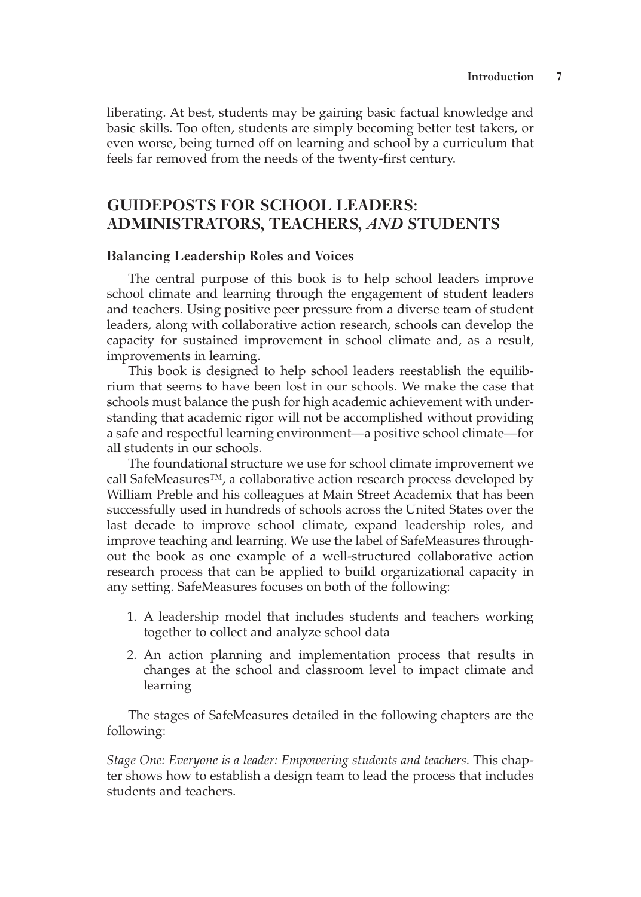liberating. At best, students may be gaining basic factual knowledge and basic skills. Too often, students are simply becoming better test takers, or even worse, being turned off on learning and school by a curriculum that feels far removed from the needs of the twenty-first century.

## GUIDEPOSTS FOR SCHOOL LEADERS: ADMINISTRATORS, TEACHERS, *AND* STUDENTS

### Balancing Leadership Roles and Voices

The central purpose of this book is to help school leaders improve school climate and learning through the engagement of student leaders and teachers. Using positive peer pressure from a diverse team of student leaders, along with collaborative action research, schools can develop the capacity for sustained improvement in school climate and, as a result, improvements in learning.

This book is designed to help school leaders reestablish the equilibrium that seems to have been lost in our schools. We make the case that schools must balance the push for high academic achievement with understanding that academic rigor will not be accomplished without providing a safe and respectful learning environment—a positive school climate—for all students in our schools.

The foundational structure we use for school climate improvement we call SafeMeasures™, a collaborative action research process developed by William Preble and his colleagues at Main Street Academix that has been successfully used in hundreds of schools across the United States over the last decade to improve school climate, expand leadership roles, and improve teaching and learning. We use the label of SafeMeasures throughout the book as one example of a well-structured collaborative action research process that can be applied to build organizational capacity in any setting. SafeMeasures focuses on both of the following:

1. A leadership model that includes students and teachers working together to collect and analyze school data
2. An action planning and implementation process that results in changes at the school and classroom level to impact climate and learning

The stages of SafeMeasures detailed in the following chapters are the following:

*Stage One: Everyone is a leader: Empowering students and teachers.* This chapter shows how to establish a design team to lead the process that includes students and teachers.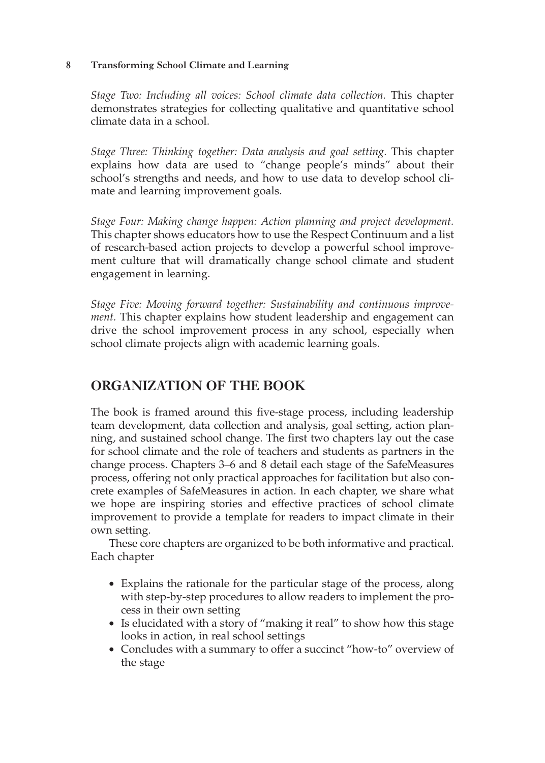*Stage Two: Including all voices: School climate data collection.* This chapter demonstrates strategies for collecting qualitative and quantitative school climate data in a school.

*Stage Three: Thinking together: Data analysis and goal setting.* This chapter explains how data are used to "change people's minds" about their school's strengths and needs, and how to use data to develop school climate and learning improvement goals.

*Stage Four: Making change happen: Action planning and project development.* This chapter shows educators how to use the Respect Continuum and a list of research-based action projects to develop a powerful school improvement culture that will dramatically change school climate and student engagement in learning.

*Stage Five: Moving forward together: Sustainability and continuous improvement.* This chapter explains how student leadership and engagement can drive the school improvement process in any school, especially when school climate projects align with academic learning goals.

## ORGANIZATION OF THE BOOK

The book is framed around this five-stage process, including leadership team development, data collection and analysis, goal setting, action planning, and sustained school change. The first two chapters lay out the case for school climate and the role of teachers and students as partners in the change process. Chapters 3–6 and 8 detail each stage of the SafeMeasures process, offering not only practical approaches for facilitation but also concrete examples of SafeMeasures in action. In each chapter, we share what we hope are inspiring stories and effective practices of school climate improvement to provide a template for readers to impact climate in their own setting.

These core chapters are organized to be both informative and practical. Each chapter

- Explains the rationale for the particular stage of the process, along with step-by-step procedures to allow readers to implement the process in their own setting
- Is elucidated with a story of "making it real" to show how this stage looks in action, in real school settings
- Concludes with a summary to offer a succinct "how-to" overview of the stage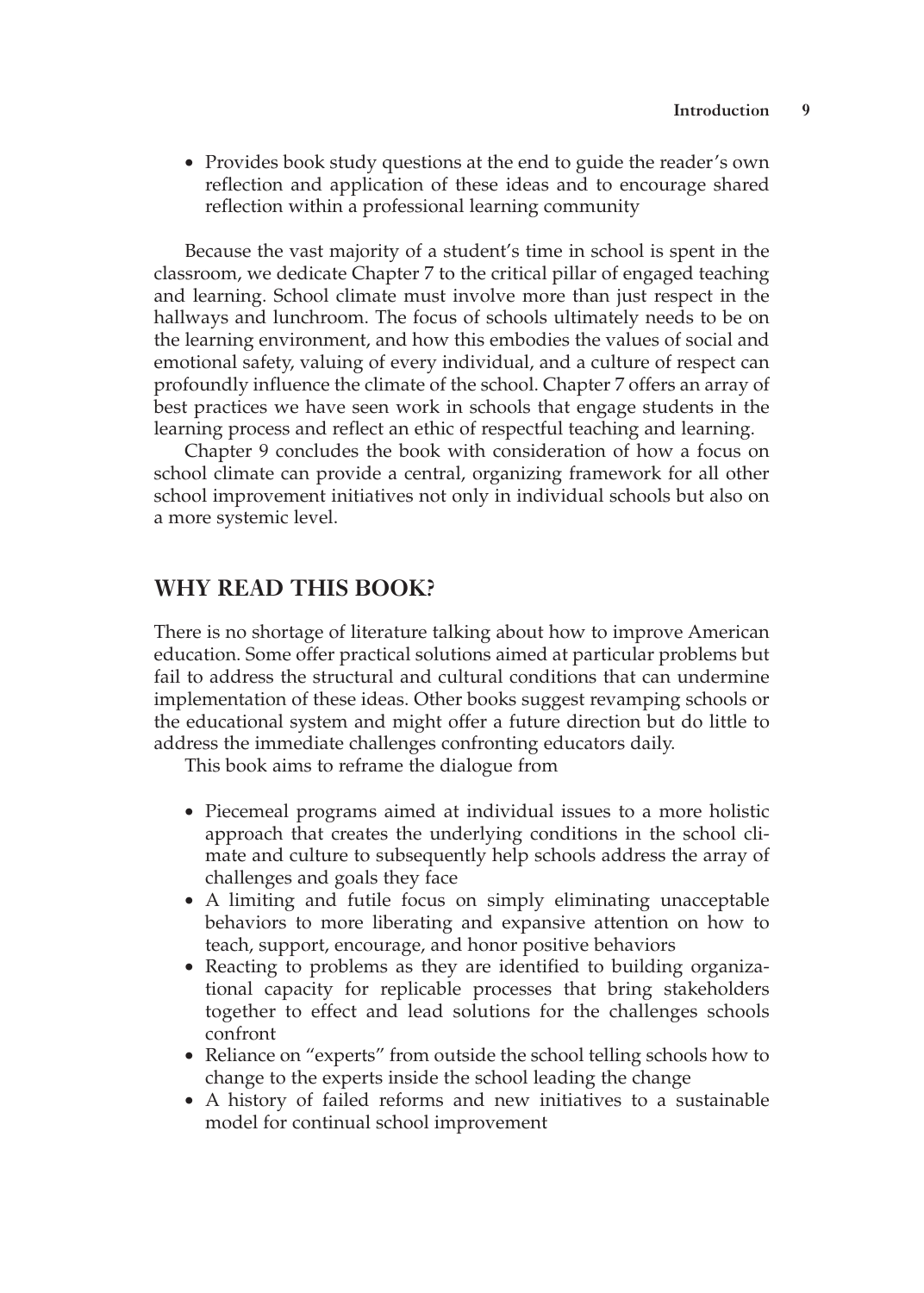- Provides book study questions at the end to guide the reader's own reflection and application of these ideas and to encourage shared reflection within a professional learning community

Because the vast majority of a student's time in school is spent in the classroom, we dedicate Chapter 7 to the critical pillar of engaged teaching and learning. School climate must involve more than just respect in the hallways and lunchroom. The focus of schools ultimately needs to be on the learning environment, and how this embodies the values of social and emotional safety, valuing of every individual, and a culture of respect can profoundly influence the climate of the school. Chapter 7 offers an array of best practices we have seen work in schools that engage students in the learning process and reflect an ethic of respectful teaching and learning.

Chapter 9 concludes the book with consideration of how a focus on school climate can provide a central, organizing framework for all other school improvement initiatives not only in individual schools but also on a more systemic level.

## WHY READ THIS BOOK?

There is no shortage of literature talking about how to improve American education. Some offer practical solutions aimed at particular problems but fail to address the structural and cultural conditions that can undermine implementation of these ideas. Other books suggest revamping schools or the educational system and might offer a future direction but do little to address the immediate challenges confronting educators daily.

This book aims to reframe the dialogue from

- Piecemeal programs aimed at individual issues to a more holistic approach that creates the underlying conditions in the school climate and culture to subsequently help schools address the array of challenges and goals they face
- A limiting and futile focus on simply eliminating unacceptable behaviors to more liberating and expansive attention on how to teach, support, encourage, and honor positive behaviors
- Reacting to problems as they are identified to building organizational capacity for replicable processes that bring stakeholders together to effect and lead solutions for the challenges schools confront
- Reliance on "experts" from outside the school telling schools how to change to the experts inside the school leading the change
- A history of failed reforms and new initiatives to a sustainable model for continual school improvement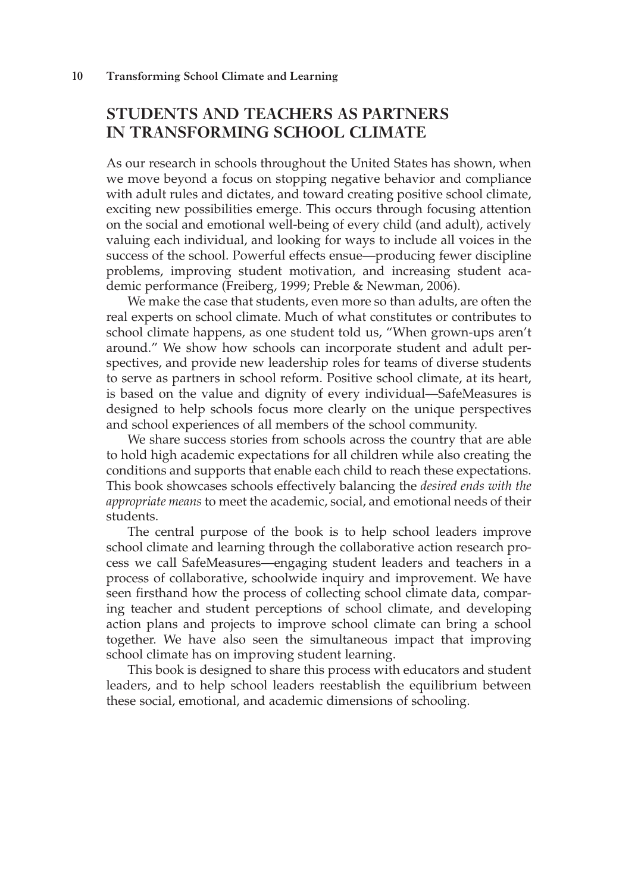## STUDENTS AND TEACHERS AS PARTNERS IN TRANSFORMING SCHOOL CLIMATE

As our research in schools throughout the United States has shown, when we move beyond a focus on stopping negative behavior and compliance with adult rules and dictates, and toward creating positive school climate, exciting new possibilities emerge. This occurs through focusing attention on the social and emotional well-being of every child (and adult), actively valuing each individual, and looking for ways to include all voices in the success of the school. Powerful effects ensue—producing fewer discipline problems, improving student motivation, and increasing student academic performance (Freiberg, 1999; Preble & Newman, 2006).

We make the case that students, even more so than adults, are often the real experts on school climate. Much of what constitutes or contributes to school climate happens, as one student told us, "When grown-ups aren't around." We show how schools can incorporate student and adult perspectives, and provide new leadership roles for teams of diverse students to serve as partners in school reform. Positive school climate, at its heart, is based on the value and dignity of every individual—SafeMeasures is designed to help schools focus more clearly on the unique perspectives and school experiences of all members of the school community.

We share success stories from schools across the country that are able to hold high academic expectations for all children while also creating the conditions and supports that enable each child to reach these expectations. This book showcases schools effectively balancing the *desired ends with the appropriate means* to meet the academic, social, and emotional needs of their students.

The central purpose of the book is to help school leaders improve school climate and learning through the collaborative action research process we call SafeMeasures—engaging student leaders and teachers in a process of collaborative, schoolwide inquiry and improvement. We have seen firsthand how the process of collecting school climate data, comparing teacher and student perceptions of school climate, and developing action plans and projects to improve school climate can bring a school together. We have also seen the simultaneous impact that improving school climate has on improving student learning.

This book is designed to share this process with educators and student leaders, and to help school leaders reestablish the equilibrium between these social, emotional, and academic dimensions of schooling.